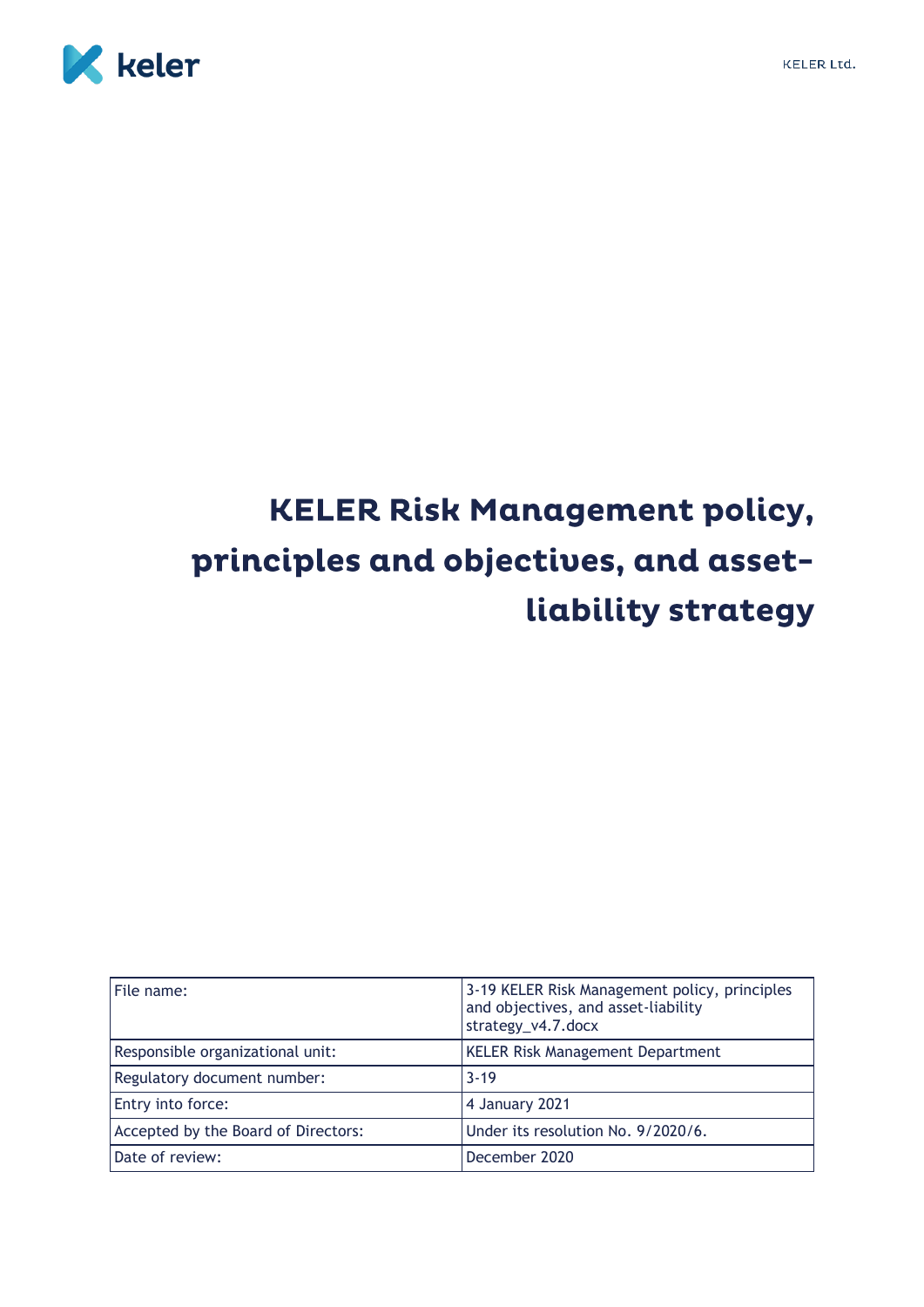# KELER Risk Management policy, principles and objectives, and asset-liability strategy

| File name: | 3-19 KELER Risk Management policy, principles and objectives, and asset-liability strategy_v4.7.docx |
|---|---|
| Responsible organizational unit: | KELER Risk Management Department |
| Regulatory document number: | 3-19 |
| Entry into force: | 4 January 2021 |
| Accepted by the Board of Directors: | Under its resolution No. 9/2020/6. |
| Date of review: | December 2020 |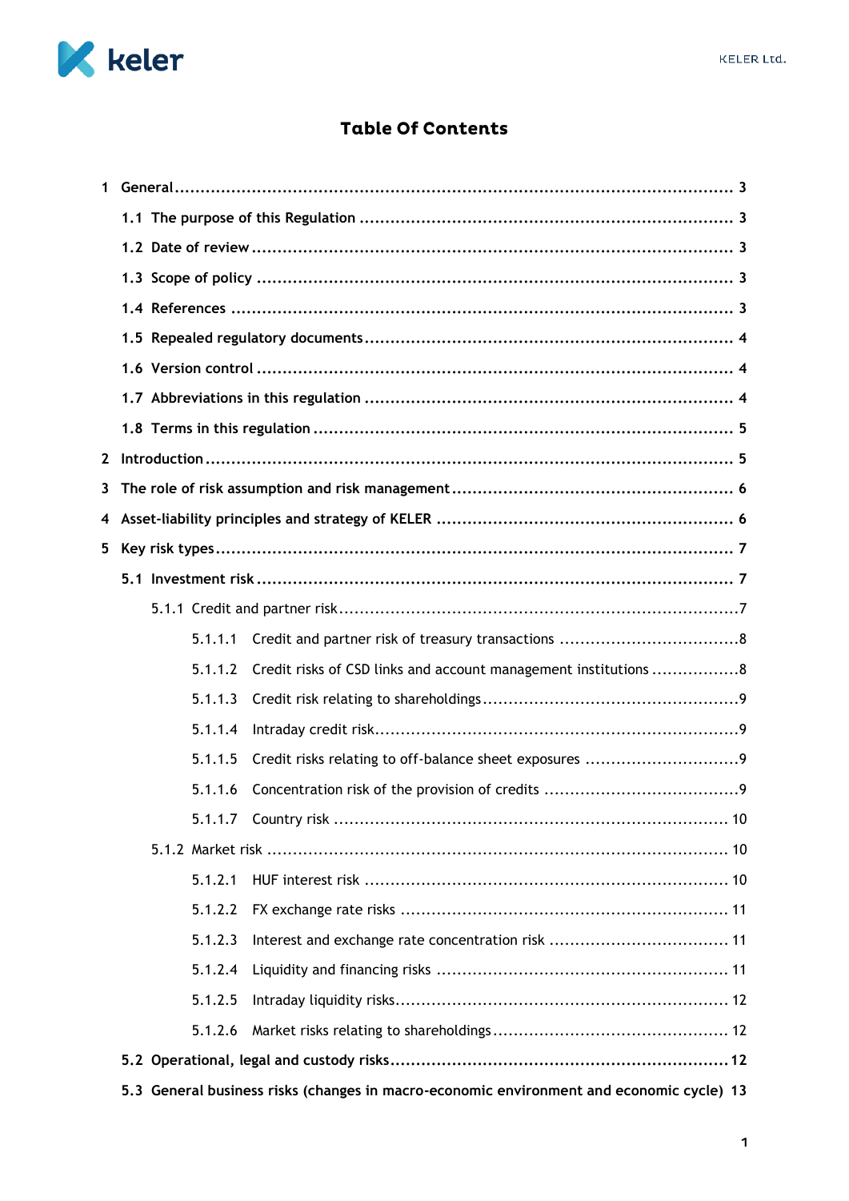# Table Of Contents

- 1 General ........ 3
  - 1.1 The purpose of this Regulation ........ 3
  - 1.2 Date of review ........ 3
  - 1.3 Scope of policy ........ 3
  - 1.4 References ........ 3
  - 1.5 Repealed regulatory documents ........ 4
  - 1.6 Version control ........ 4
  - 1.7 Abbreviations in this regulation ........ 4
  - 1.8 Terms in this regulation ........ 5
- 2 Introduction ........ 5
- 3 The role of risk assumption and risk management ........ 6
- 4 Asset-liability principles and strategy of KELER ........ 6
- 5 Key risk types ........ 7
  - 5.1 Investment risk ........ 7
    - 5.1.1 Credit and partner risk ........ 7
      - 5.1.1.1 Credit and partner risk of treasury transactions ........ 8
      - 5.1.1.2 Credit risks of CSD links and account management institutions ........ 8
      - 5.1.1.3 Credit risk relating to shareholdings ........ 9
      - 5.1.1.4 Intraday credit risk ........ 9
      - 5.1.1.5 Credit risks relating to off-balance sheet exposures ........ 9
      - 5.1.1.6 Concentration risk of the provision of credits ........ 9
      - 5.1.1.7 Country risk ........ 10
    - 5.1.2 Market risk ........ 10
      - 5.1.2.1 HUF interest risk ........ 10
      - 5.1.2.2 FX exchange rate risks ........ 11
      - 5.1.2.3 Interest and exchange rate concentration risk ........ 11
      - 5.1.2.4 Liquidity and financing risks ........ 11
      - 5.1.2.5 Intraday liquidity risks ........ 12
      - 5.1.2.6 Market risks relating to shareholdings ........ 12
  - 5.2 Operational, legal and custody risks ........ 12
  - 5.3 General business risks (changes in macro-economic environment and economic cycle) 13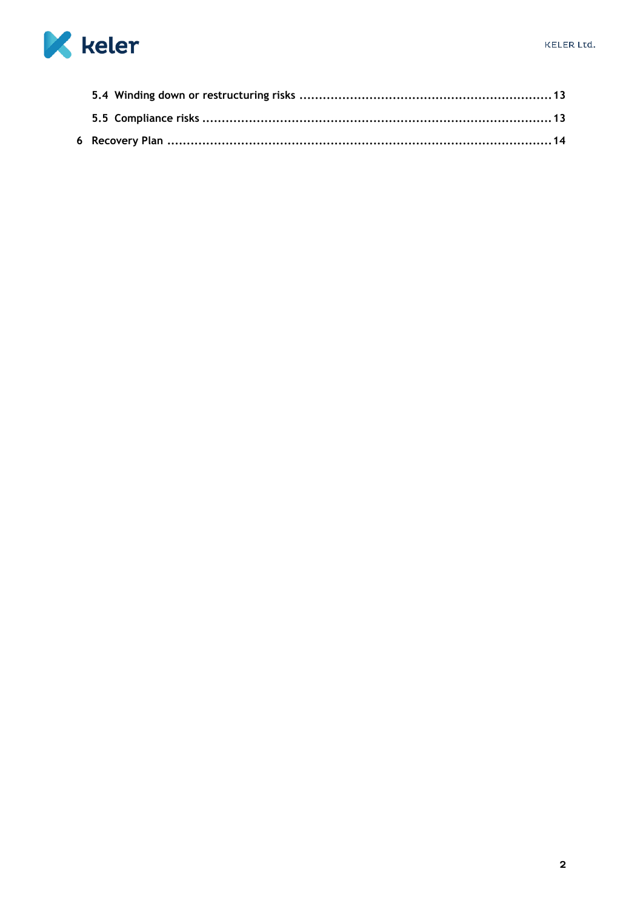5.4 Winding down or restructuring risks ................................................................ 13

5.5 Compliance risks ........................................................................................ 13

6 Recovery Plan ................................................................................................ 14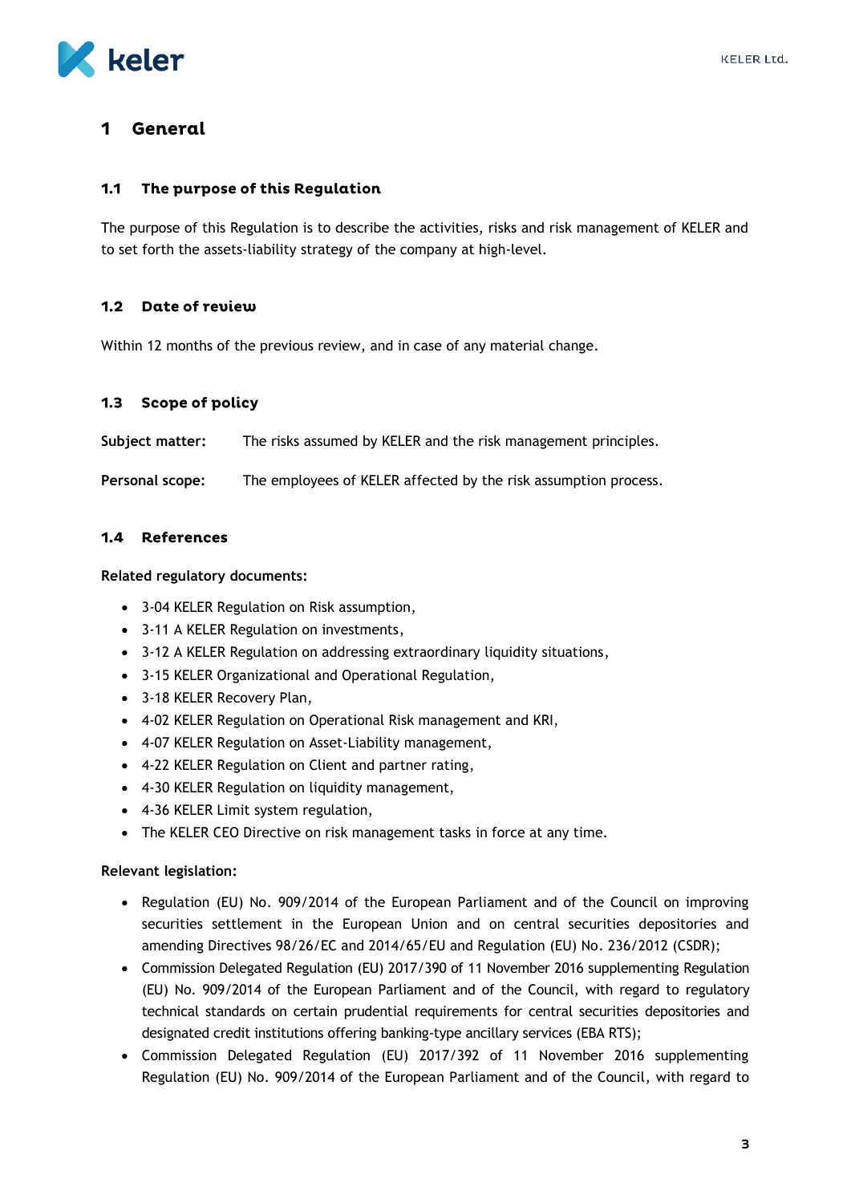# 1 General

## 1.1 The purpose of this Regulation

The purpose of this Regulation is to describe the activities, risks and risk management of KELER and to set forth the assets-liability strategy of the company at high-level.

## 1.2 Date of review

Within 12 months of the previous review, and in case of any material change.

## 1.3 Scope of policy

**Subject matter:** The risks assumed by KELER and the risk management principles.

**Personal scope:** The employees of KELER affected by the risk assumption process.

## 1.4 References

**Related regulatory documents:**

- 3-04 KELER Regulation on Risk assumption,
- 3-11 A KELER Regulation on investments,
- 3-12 A KELER Regulation on addressing extraordinary liquidity situations,
- 3-15 KELER Organizational and Operational Regulation,
- 3-18 KELER Recovery Plan,
- 4-02 KELER Regulation on Operational Risk management and KRI,
- 4-07 KELER Regulation on Asset-Liability management,
- 4-22 KELER Regulation on Client and partner rating,
- 4-30 KELER Regulation on liquidity management,
- 4-36 KELER Limit system regulation,
- The KELER CEO Directive on risk management tasks in force at any time.

**Relevant legislation:**

- Regulation (EU) No. 909/2014 of the European Parliament and of the Council on improving securities settlement in the European Union and on central securities depositories and amending Directives 98/26/EC and 2014/65/EU and Regulation (EU) No. 236/2012 (CSDR);
- Commission Delegated Regulation (EU) 2017/390 of 11 November 2016 supplementing Regulation (EU) No. 909/2014 of the European Parliament and of the Council, with regard to regulatory technical standards on certain prudential requirements for central securities depositories and designated credit institutions offering banking-type ancillary services (EBA RTS);
- Commission Delegated Regulation (EU) 2017/392 of 11 November 2016 supplementing Regulation (EU) No. 909/2014 of the European Parliament and of the Council, with regard to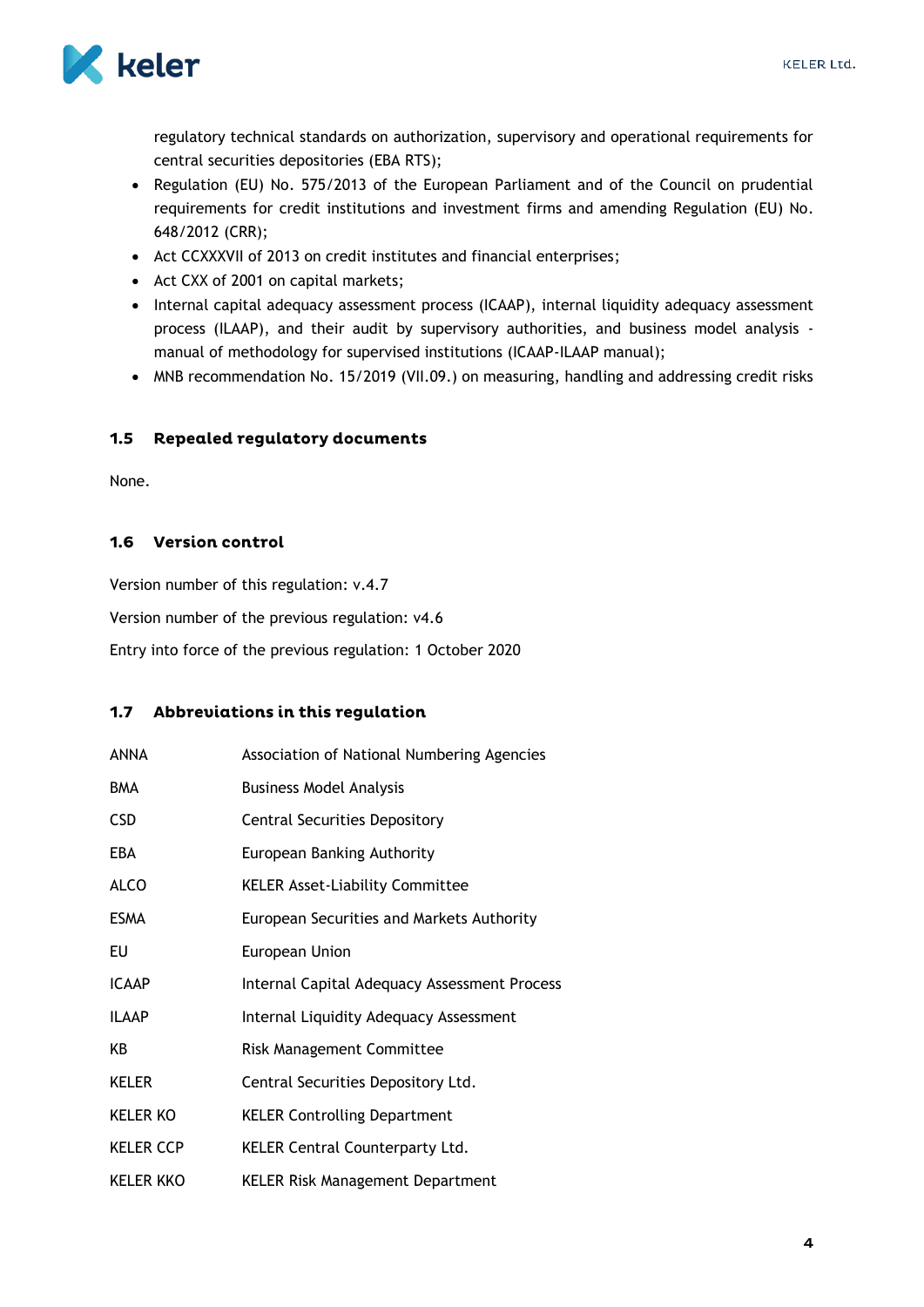regulatory technical standards on authorization, supervisory and operational requirements for central securities depositories (EBA RTS);

- Regulation (EU) No. 575/2013 of the European Parliament and of the Council on prudential requirements for credit institutions and investment firms and amending Regulation (EU) No. 648/2012 (CRR);
- Act CCXXXVII of 2013 on credit institutes and financial enterprises;
- Act CXX of 2001 on capital markets;
- Internal capital adequacy assessment process (ICAAP), internal liquidity adequacy assessment process (ILAAP), and their audit by supervisory authorities, and business model analysis - manual of methodology for supervised institutions (ICAAP-ILAAP manual);
- MNB recommendation No. 15/2019 (VII.09.) on measuring, handling and addressing credit risks

### 1.5 Repealed regulatory documents

None.

### 1.6 Version control

Version number of this regulation: v.4.7

Version number of the previous regulation: v4.6

Entry into force of the previous regulation: 1 October 2020

### 1.7 Abbreviations in this regulation

| | |
|---|---|
| ANNA | Association of National Numbering Agencies |
| BMA | Business Model Analysis |
| CSD | Central Securities Depository |
| EBA | European Banking Authority |
| ALCO | KELER Asset-Liability Committee |
| ESMA | European Securities and Markets Authority |
| EU | European Union |
| ICAAP | Internal Capital Adequacy Assessment Process |
| ILAAP | Internal Liquidity Adequacy Assessment |
| KB | Risk Management Committee |
| KELER | Central Securities Depository Ltd. |
| KELER KO | KELER Controlling Department |
| KELER CCP | KELER Central Counterparty Ltd. |
| KELER KKO | KELER Risk Management Department |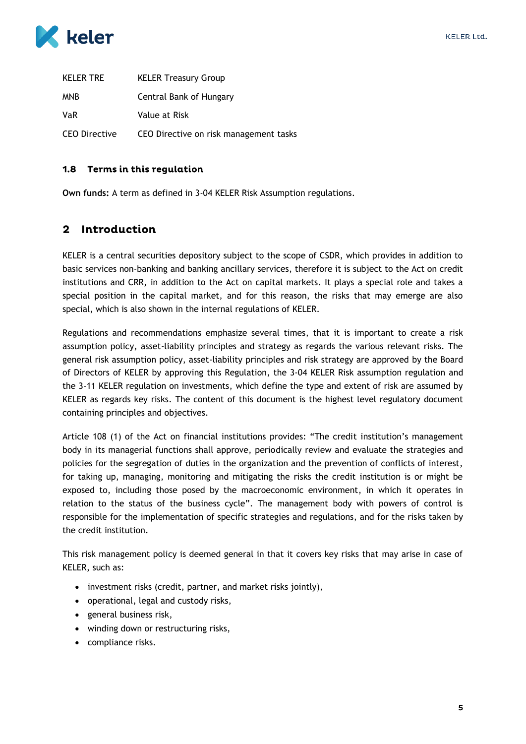| | |
|---|---|
| KELER TRE | KELER Treasury Group |
| MNB | Central Bank of Hungary |
| VaR | Value at Risk |
| CEO Directive | CEO Directive on risk management tasks |

### 1.8 Terms in this regulation

**Own funds:** A term as defined in 3-04 KELER Risk Assumption regulations.

## 2 Introduction

KELER is a central securities depository subject to the scope of CSDR, which provides in addition to basic services non-banking and banking ancillary services, therefore it is subject to the Act on credit institutions and CRR, in addition to the Act on capital markets. It plays a special role and takes a special position in the capital market, and for this reason, the risks that may emerge are also special, which is also shown in the internal regulations of KELER.

Regulations and recommendations emphasize several times, that it is important to create a risk assumption policy, asset-liability principles and strategy as regards the various relevant risks. The general risk assumption policy, asset-liability principles and risk strategy are approved by the Board of Directors of KELER by approving this Regulation, the 3-04 KELER Risk assumption regulation and the 3-11 KELER regulation on investments, which define the type and extent of risk are assumed by KELER as regards key risks. The content of this document is the highest level regulatory document containing principles and objectives.

Article 108 (1) of the Act on financial institutions provides: "The credit institution's management body in its managerial functions shall approve, periodically review and evaluate the strategies and policies for the segregation of duties in the organization and the prevention of conflicts of interest, for taking up, managing, monitoring and mitigating the risks the credit institution is or might be exposed to, including those posed by the macroeconomic environment, in which it operates in relation to the status of the business cycle". The management body with powers of control is responsible for the implementation of specific strategies and regulations, and for the risks taken by the credit institution.

This risk management policy is deemed general in that it covers key risks that may arise in case of KELER, such as:

- investment risks (credit, partner, and market risks jointly),
- operational, legal and custody risks,
- general business risk,
- winding down or restructuring risks,
- compliance risks.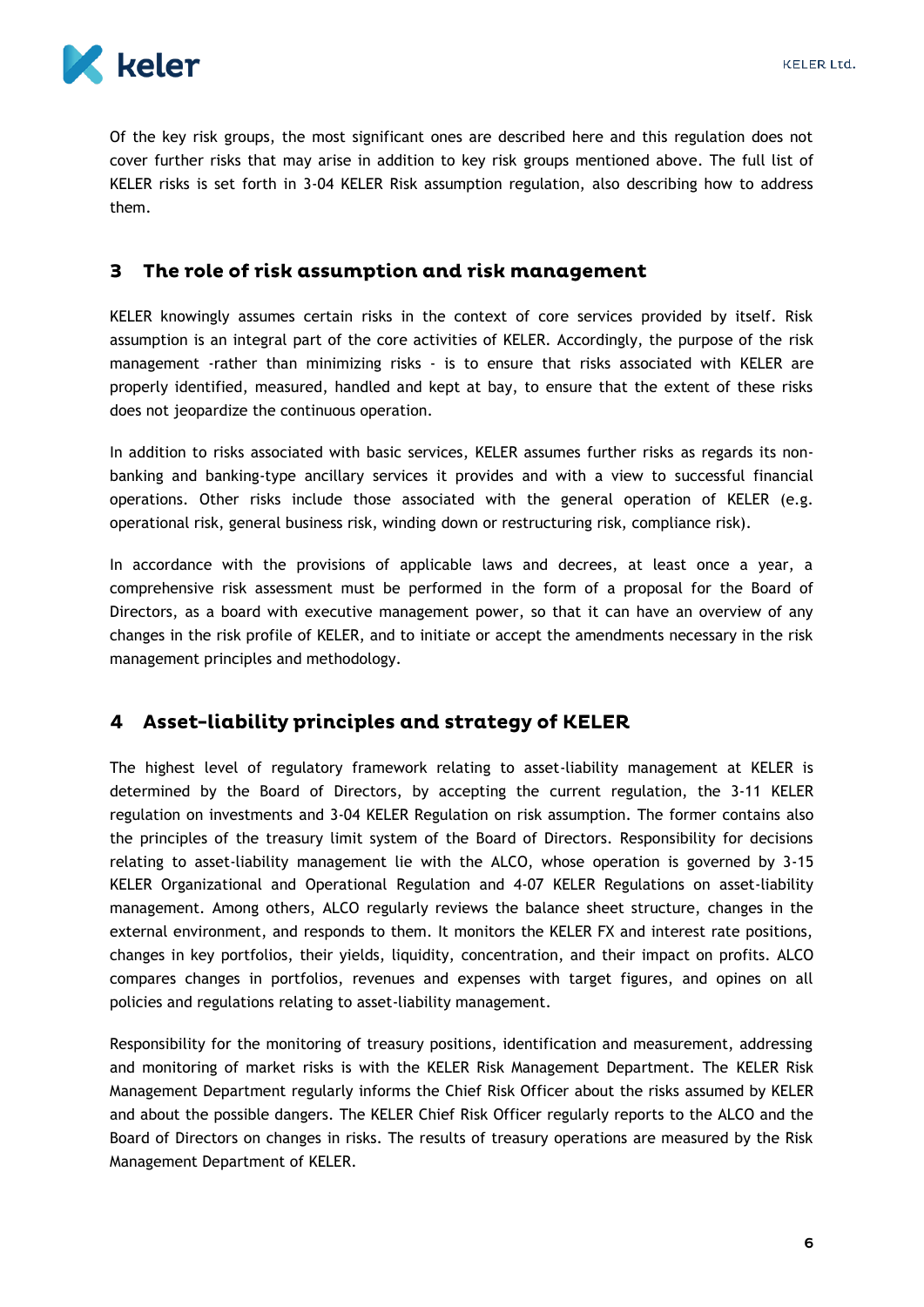Of the key risk groups, the most significant ones are described here and this regulation does not cover further risks that may arise in addition to key risk groups mentioned above. The full list of KELER risks is set forth in 3-04 KELER Risk assumption regulation, also describing how to address them.

## 3 The role of risk assumption and risk management

KELER knowingly assumes certain risks in the context of core services provided by itself. Risk assumption is an integral part of the core activities of KELER. Accordingly, the purpose of the risk management -rather than minimizing risks - is to ensure that risks associated with KELER are properly identified, measured, handled and kept at bay, to ensure that the extent of these risks does not jeopardize the continuous operation.

In addition to risks associated with basic services, KELER assumes further risks as regards its non-banking and banking-type ancillary services it provides and with a view to successful financial operations. Other risks include those associated with the general operation of KELER (e.g. operational risk, general business risk, winding down or restructuring risk, compliance risk).

In accordance with the provisions of applicable laws and decrees, at least once a year, a comprehensive risk assessment must be performed in the form of a proposal for the Board of Directors, as a board with executive management power, so that it can have an overview of any changes in the risk profile of KELER, and to initiate or accept the amendments necessary in the risk management principles and methodology.

## 4 Asset-liability principles and strategy of KELER

The highest level of regulatory framework relating to asset-liability management at KELER is determined by the Board of Directors, by accepting the current regulation, the 3-11 KELER regulation on investments and 3-04 KELER Regulation on risk assumption. The former contains also the principles of the treasury limit system of the Board of Directors. Responsibility for decisions relating to asset-liability management lie with the ALCO, whose operation is governed by 3-15 KELER Organizational and Operational Regulation and 4-07 KELER Regulations on asset-liability management. Among others, ALCO regularly reviews the balance sheet structure, changes in the external environment, and responds to them. It monitors the KELER FX and interest rate positions, changes in key portfolios, their yields, liquidity, concentration, and their impact on profits. ALCO compares changes in portfolios, revenues and expenses with target figures, and opines on all policies and regulations relating to asset-liability management.

Responsibility for the monitoring of treasury positions, identification and measurement, addressing and monitoring of market risks is with the KELER Risk Management Department. The KELER Risk Management Department regularly informs the Chief Risk Officer about the risks assumed by KELER and about the possible dangers. The KELER Chief Risk Officer regularly reports to the ALCO and the Board of Directors on changes in risks. The results of treasury operations are measured by the Risk Management Department of KELER.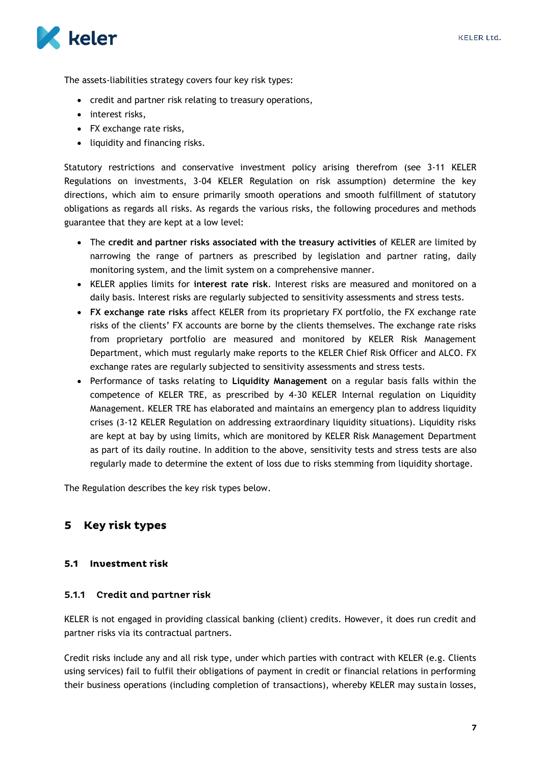The assets-liabilities strategy covers four key risk types:

- credit and partner risk relating to treasury operations,
- interest risks,
- FX exchange rate risks,
- liquidity and financing risks.

Statutory restrictions and conservative investment policy arising therefrom (see 3-11 KELER Regulations on investments, 3-04 KELER Regulation on risk assumption) determine the key directions, which aim to ensure primarily smooth operations and smooth fulfillment of statutory obligations as regards all risks. As regards the various risks, the following procedures and methods guarantee that they are kept at a low level:

- The **credit and partner risks associated with the treasury activities** of KELER are limited by narrowing the range of partners as prescribed by legislation and partner rating, daily monitoring system, and the limit system on a comprehensive manner.
- KELER applies limits for **interest rate risk**. Interest risks are measured and monitored on a daily basis. Interest risks are regularly subjected to sensitivity assessments and stress tests.
- **FX exchange rate risks** affect KELER from its proprietary FX portfolio, the FX exchange rate risks of the clients' FX accounts are borne by the clients themselves. The exchange rate risks from proprietary portfolio are measured and monitored by KELER Risk Management Department, which must regularly make reports to the KELER Chief Risk Officer and ALCO. FX exchange rates are regularly subjected to sensitivity assessments and stress tests.
- Performance of tasks relating to **Liquidity Management** on a regular basis falls within the competence of KELER TRE, as prescribed by 4-30 KELER Internal regulation on Liquidity Management. KELER TRE has elaborated and maintains an emergency plan to address liquidity crises (3-12 KELER Regulation on addressing extraordinary liquidity situations). Liquidity risks are kept at bay by using limits, which are monitored by KELER Risk Management Department as part of its daily routine. In addition to the above, sensitivity tests and stress tests are also regularly made to determine the extent of loss due to risks stemming from liquidity shortage.

The Regulation describes the key risk types below.

# 5 Key risk types

## 5.1 Investment risk

### 5.1.1 Credit and partner risk

KELER is not engaged in providing classical banking (client) credits. However, it does run credit and partner risks via its contractual partners.

Credit risks include any and all risk type, under which parties with contract with KELER (e.g. Clients using services) fail to fulfil their obligations of payment in credit or financial relations in performing their business operations (including completion of transactions), whereby KELER may sustain losses,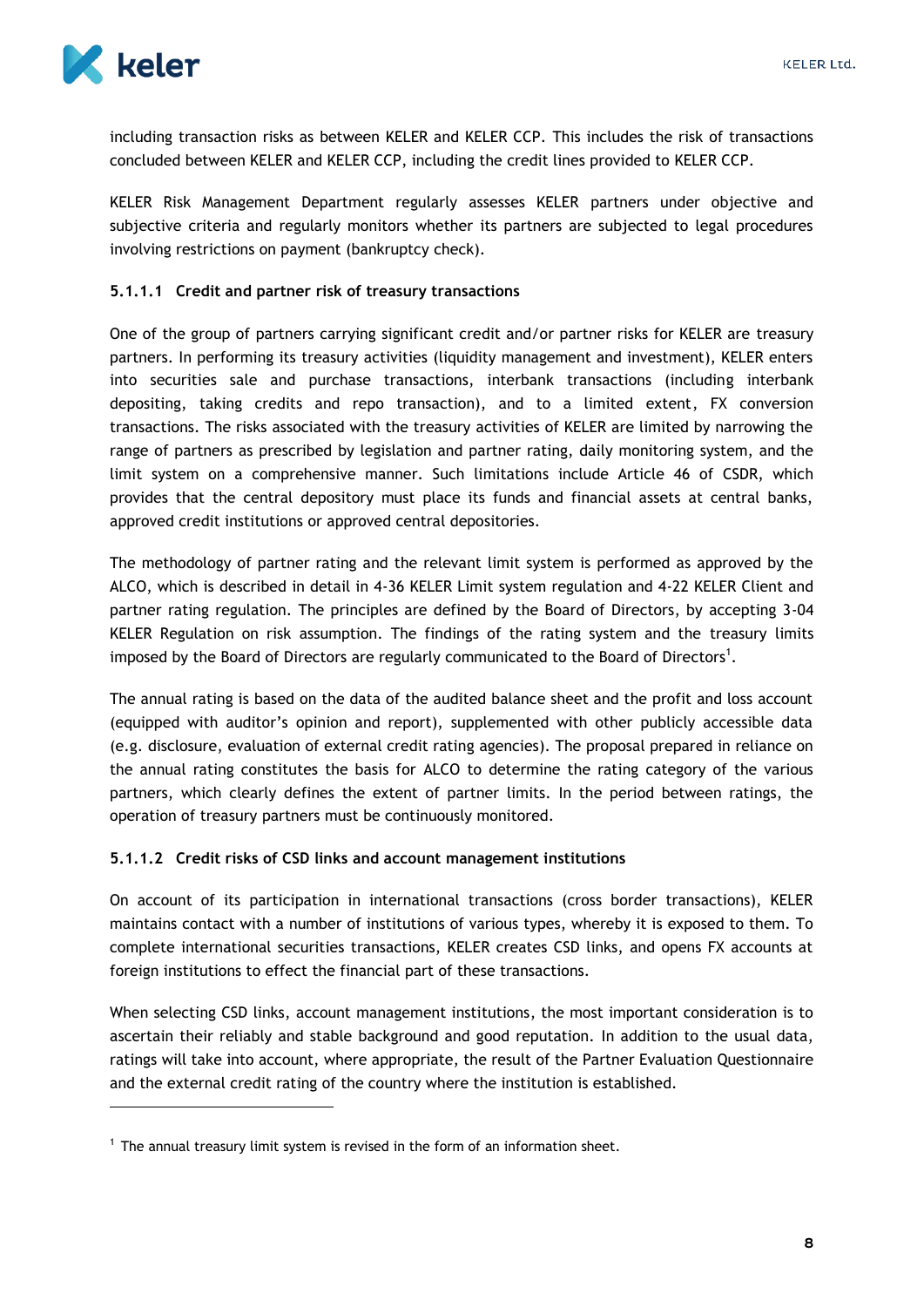including transaction risks as between KELER and KELER CCP. This includes the risk of transactions concluded between KELER and KELER CCP, including the credit lines provided to KELER CCP.

KELER Risk Management Department regularly assesses KELER partners under objective and subjective criteria and regularly monitors whether its partners are subjected to legal procedures involving restrictions on payment (bankruptcy check).

#### 5.1.1.1 Credit and partner risk of treasury transactions

One of the group of partners carrying significant credit and/or partner risks for KELER are treasury partners. In performing its treasury activities (liquidity management and investment), KELER enters into securities sale and purchase transactions, interbank transactions (including interbank depositing, taking credits and repo transaction), and to a limited extent, FX conversion transactions. The risks associated with the treasury activities of KELER are limited by narrowing the range of partners as prescribed by legislation and partner rating, daily monitoring system, and the limit system on a comprehensive manner. Such limitations include Article 46 of CSDR, which provides that the central depository must place its funds and financial assets at central banks, approved credit institutions or approved central depositories.

The methodology of partner rating and the relevant limit system is performed as approved by the ALCO, which is described in detail in 4-36 KELER Limit system regulation and 4-22 KELER Client and partner rating regulation. The principles are defined by the Board of Directors, by accepting 3-04 KELER Regulation on risk assumption. The findings of the rating system and the treasury limits imposed by the Board of Directors are regularly communicated to the Board of Directors[1].

The annual rating is based on the data of the audited balance sheet and the profit and loss account (equipped with auditor's opinion and report), supplemented with other publicly accessible data (e.g. disclosure, evaluation of external credit rating agencies). The proposal prepared in reliance on the annual rating constitutes the basis for ALCO to determine the rating category of the various partners, which clearly defines the extent of partner limits. In the period between ratings, the operation of treasury partners must be continuously monitored.

#### 5.1.1.2 Credit risks of CSD links and account management institutions

On account of its participation in international transactions (cross border transactions), KELER maintains contact with a number of institutions of various types, whereby it is exposed to them. To complete international securities transactions, KELER creates CSD links, and opens FX accounts at foreign institutions to effect the financial part of these transactions.

When selecting CSD links, account management institutions, the most important consideration is to ascertain their reliably and stable background and good reputation. In addition to the usual data, ratings will take into account, where appropriate, the result of the Partner Evaluation Questionnaire and the external credit rating of the country where the institution is established.

---

[1] The annual treasury limit system is revised in the form of an information sheet.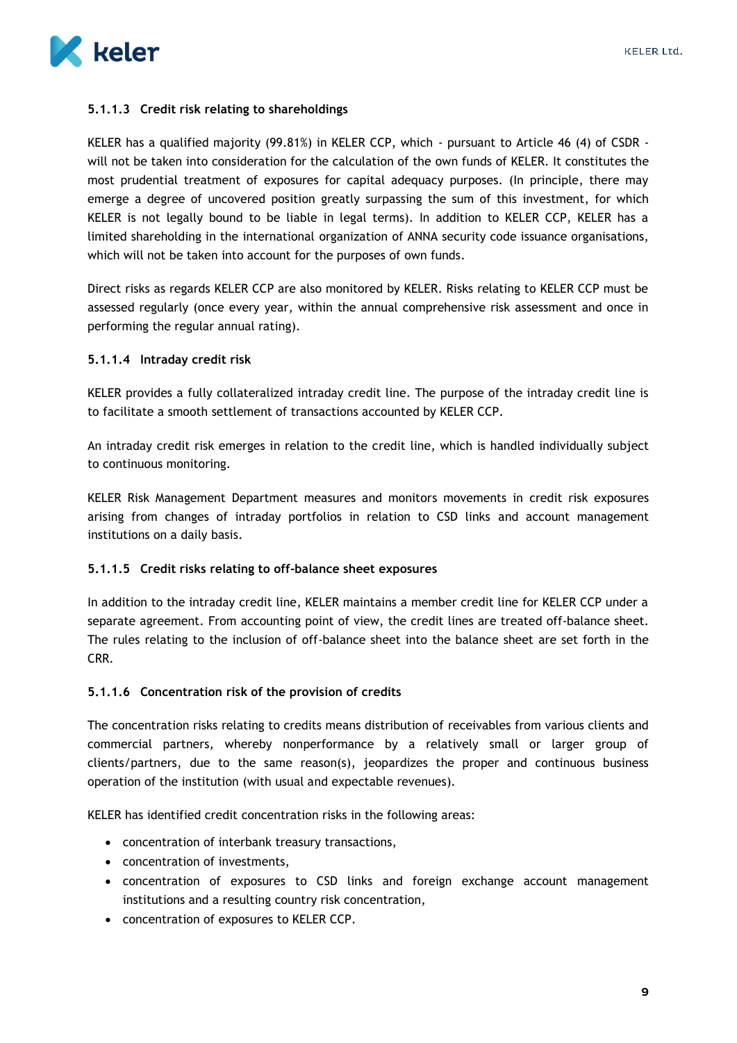#### 5.1.1.3 Credit risk relating to shareholdings

KELER has a qualified majority (99.81%) in KELER CCP, which - pursuant to Article 46 (4) of CSDR - will not be taken into consideration for the calculation of the own funds of KELER. It constitutes the most prudential treatment of exposures for capital adequacy purposes. (In principle, there may emerge a degree of uncovered position greatly surpassing the sum of this investment, for which KELER is not legally bound to be liable in legal terms). In addition to KELER CCP, KELER has a limited shareholding in the international organization of ANNA security code issuance organisations, which will not be taken into account for the purposes of own funds.

Direct risks as regards KELER CCP are also monitored by KELER. Risks relating to KELER CCP must be assessed regularly (once every year, within the annual comprehensive risk assessment and once in performing the regular annual rating).

#### 5.1.1.4 Intraday credit risk

KELER provides a fully collateralized intraday credit line. The purpose of the intraday credit line is to facilitate a smooth settlement of transactions accounted by KELER CCP.

An intraday credit risk emerges in relation to the credit line, which is handled individually subject to continuous monitoring.

KELER Risk Management Department measures and monitors movements in credit risk exposures arising from changes of intraday portfolios in relation to CSD links and account management institutions on a daily basis.

#### 5.1.1.5 Credit risks relating to off-balance sheet exposures

In addition to the intraday credit line, KELER maintains a member credit line for KELER CCP under a separate agreement. From accounting point of view, the credit lines are treated off-balance sheet. The rules relating to the inclusion of off-balance sheet into the balance sheet are set forth in the CRR.

#### 5.1.1.6 Concentration risk of the provision of credits

The concentration risks relating to credits means distribution of receivables from various clients and commercial partners, whereby nonperformance by a relatively small or larger group of clients/partners, due to the same reason(s), jeopardizes the proper and continuous business operation of the institution (with usual and expectable revenues).

KELER has identified credit concentration risks in the following areas:

- concentration of interbank treasury transactions,
- concentration of investments,
- concentration of exposures to CSD links and foreign exchange account management institutions and a resulting country risk concentration,
- concentration of exposures to KELER CCP.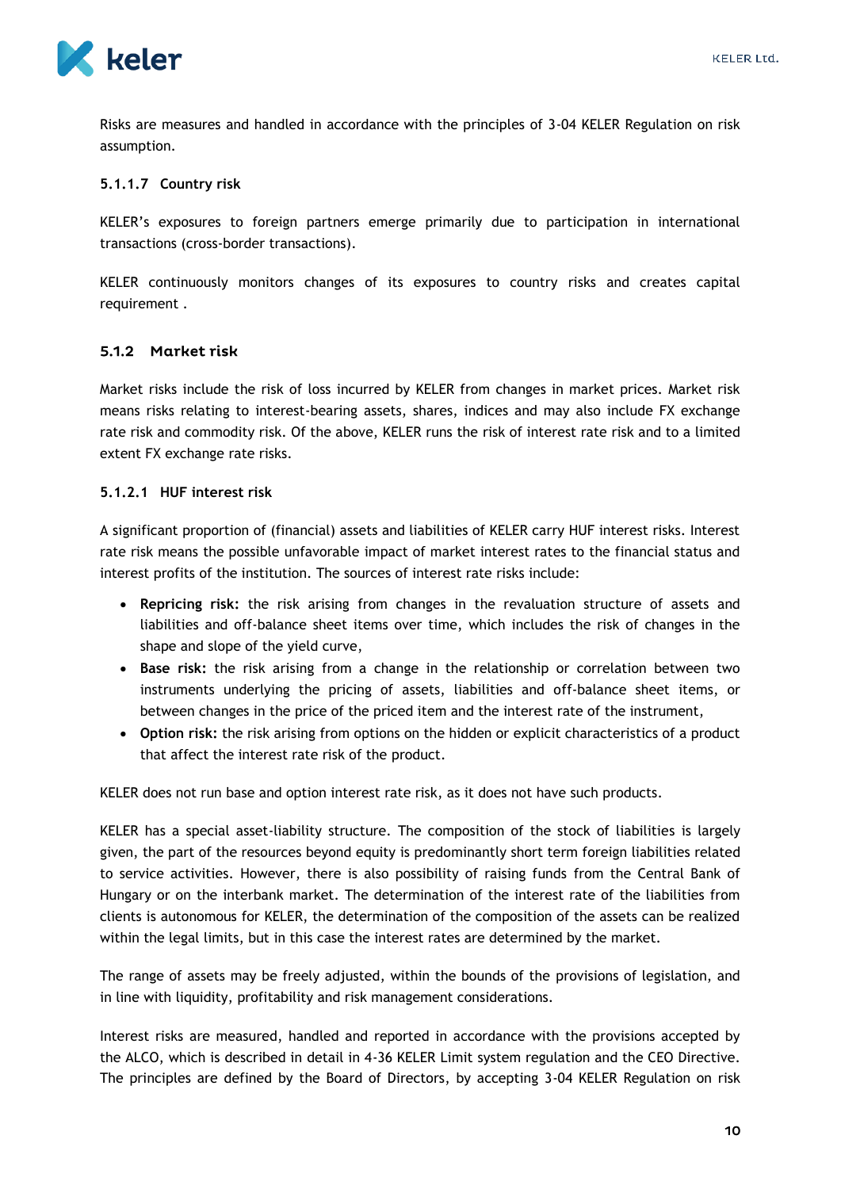Risks are measures and handled in accordance with the principles of 3-04 KELER Regulation on risk assumption.

#### 5.1.1.7 Country risk

KELER's exposures to foreign partners emerge primarily due to participation in international transactions (cross-border transactions).

KELER continuously monitors changes of its exposures to country risks and creates capital requirement .

### 5.1.2 Market risk

Market risks include the risk of loss incurred by KELER from changes in market prices. Market risk means risks relating to interest-bearing assets, shares, indices and may also include FX exchange rate risk and commodity risk. Of the above, KELER runs the risk of interest rate risk and to a limited extent FX exchange rate risks.

#### 5.1.2.1 HUF interest risk

A significant proportion of (financial) assets and liabilities of KELER carry HUF interest risks. Interest rate risk means the possible unfavorable impact of market interest rates to the financial status and interest profits of the institution. The sources of interest rate risks include:

- **Repricing risk:** the risk arising from changes in the revaluation structure of assets and liabilities and off-balance sheet items over time, which includes the risk of changes in the shape and slope of the yield curve,
- **Base risk:** the risk arising from a change in the relationship or correlation between two instruments underlying the pricing of assets, liabilities and off-balance sheet items, or between changes in the price of the priced item and the interest rate of the instrument,
- **Option risk:** the risk arising from options on the hidden or explicit characteristics of a product that affect the interest rate risk of the product.

KELER does not run base and option interest rate risk, as it does not have such products.

KELER has a special asset-liability structure. The composition of the stock of liabilities is largely given, the part of the resources beyond equity is predominantly short term foreign liabilities related to service activities. However, there is also possibility of raising funds from the Central Bank of Hungary or on the interbank market. The determination of the interest rate of the liabilities from clients is autonomous for KELER, the determination of the composition of the assets can be realized within the legal limits, but in this case the interest rates are determined by the market.

The range of assets may be freely adjusted, within the bounds of the provisions of legislation, and in line with liquidity, profitability and risk management considerations.

Interest risks are measured, handled and reported in accordance with the provisions accepted by the ALCO, which is described in detail in 4-36 KELER Limit system regulation and the CEO Directive. The principles are defined by the Board of Directors, by accepting 3-04 KELER Regulation on risk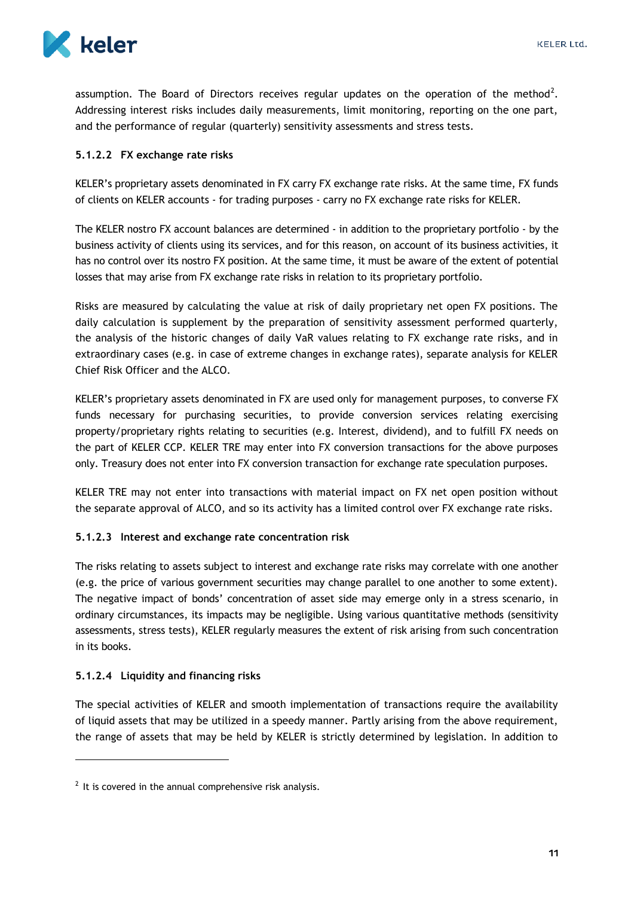assumption. The Board of Directors receives regular updates on the operation of the method[2]. Addressing interest risks includes daily measurements, limit monitoring, reporting on the one part, and the performance of regular (quarterly) sensitivity assessments and stress tests.

#### 5.1.2.2 FX exchange rate risks

KELER's proprietary assets denominated in FX carry FX exchange rate risks. At the same time, FX funds of clients on KELER accounts - for trading purposes - carry no FX exchange rate risks for KELER.

The KELER nostro FX account balances are determined - in addition to the proprietary portfolio - by the business activity of clients using its services, and for this reason, on account of its business activities, it has no control over its nostro FX position. At the same time, it must be aware of the extent of potential losses that may arise from FX exchange rate risks in relation to its proprietary portfolio.

Risks are measured by calculating the value at risk of daily proprietary net open FX positions. The daily calculation is supplement by the preparation of sensitivity assessment performed quarterly, the analysis of the historic changes of daily VaR values relating to FX exchange rate risks, and in extraordinary cases (e.g. in case of extreme changes in exchange rates), separate analysis for KELER Chief Risk Officer and the ALCO.

KELER's proprietary assets denominated in FX are used only for management purposes, to converse FX funds necessary for purchasing securities, to provide conversion services relating exercising property/proprietary rights relating to securities (e.g. Interest, dividend), and to fulfill FX needs on the part of KELER CCP. KELER TRE may enter into FX conversion transactions for the above purposes only. Treasury does not enter into FX conversion transaction for exchange rate speculation purposes.

KELER TRE may not enter into transactions with material impact on FX net open position without the separate approval of ALCO, and so its activity has a limited control over FX exchange rate risks.

#### 5.1.2.3 Interest and exchange rate concentration risk

The risks relating to assets subject to interest and exchange rate risks may correlate with one another (e.g. the price of various government securities may change parallel to one another to some extent). The negative impact of bonds' concentration of asset side may emerge only in a stress scenario, in ordinary circumstances, its impacts may be negligible. Using various quantitative methods (sensitivity assessments, stress tests), KELER regularly measures the extent of risk arising from such concentration in its books.

#### 5.1.2.4 Liquidity and financing risks

The special activities of KELER and smooth implementation of transactions require the availability of liquid assets that may be utilized in a speedy manner. Partly arising from the above requirement, the range of assets that may be held by KELER is strictly determined by legislation. In addition to

[2] It is covered in the annual comprehensive risk analysis.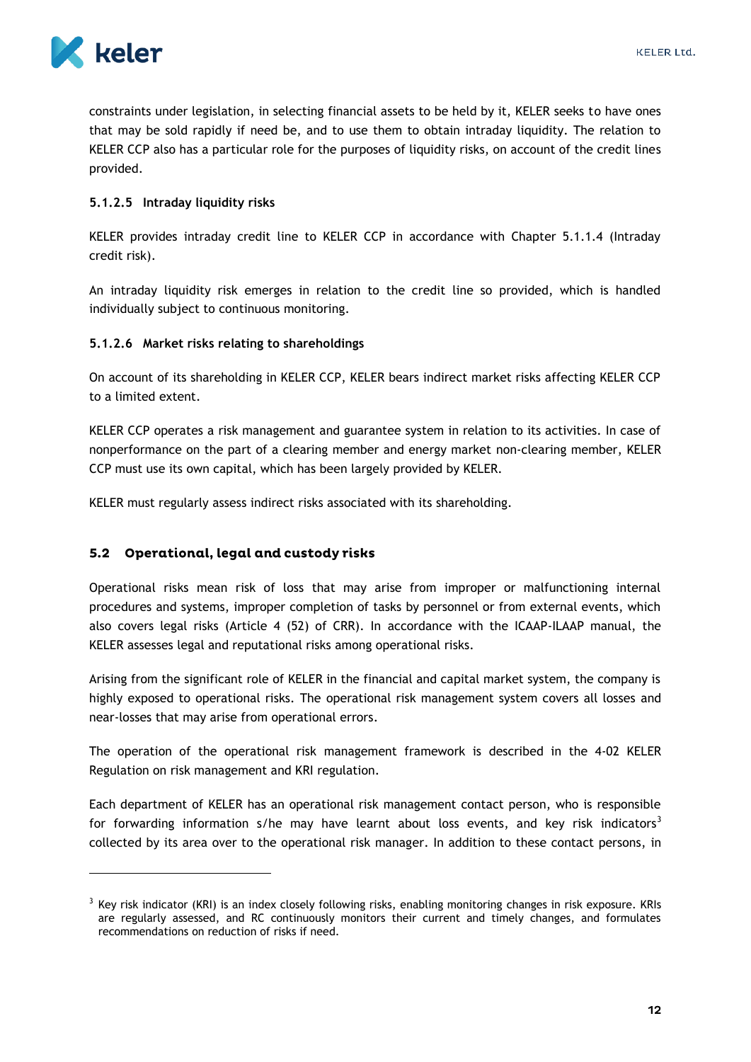constraints under legislation, in selecting financial assets to be held by it, KELER seeks to have ones that may be sold rapidly if need be, and to use them to obtain intraday liquidity. The relation to KELER CCP also has a particular role for the purposes of liquidity risks, on account of the credit lines provided.

#### 5.1.2.5 Intraday liquidity risks

KELER provides intraday credit line to KELER CCP in accordance with Chapter 5.1.1.4 (Intraday credit risk).

An intraday liquidity risk emerges in relation to the credit line so provided, which is handled individually subject to continuous monitoring.

#### 5.1.2.6 Market risks relating to shareholdings

On account of its shareholding in KELER CCP, KELER bears indirect market risks affecting KELER CCP to a limited extent.

KELER CCP operates a risk management and guarantee system in relation to its activities. In case of nonperformance on the part of a clearing member and energy market non-clearing member, KELER CCP must use its own capital, which has been largely provided by KELER.

KELER must regularly assess indirect risks associated with its shareholding.

## 5.2 Operational, legal and custody risks

Operational risks mean risk of loss that may arise from improper or malfunctioning internal procedures and systems, improper completion of tasks by personnel or from external events, which also covers legal risks (Article 4 (52) of CRR). In accordance with the ICAAP-ILAAP manual, the KELER assesses legal and reputational risks among operational risks.

Arising from the significant role of KELER in the financial and capital market system, the company is highly exposed to operational risks. The operational risk management system covers all losses and near-losses that may arise from operational errors.

The operation of the operational risk management framework is described in the 4-02 KELER Regulation on risk management and KRI regulation.

Each department of KELER has an operational risk management contact person, who is responsible for forwarding information s/he may have learnt about loss events, and key risk indicators[3] collected by its area over to the operational risk manager. In addition to these contact persons, in

[3] Key risk indicator (KRI) is an index closely following risks, enabling monitoring changes in risk exposure. KRIs are regularly assessed, and RC continuously monitors their current and timely changes, and formulates recommendations on reduction of risks if need.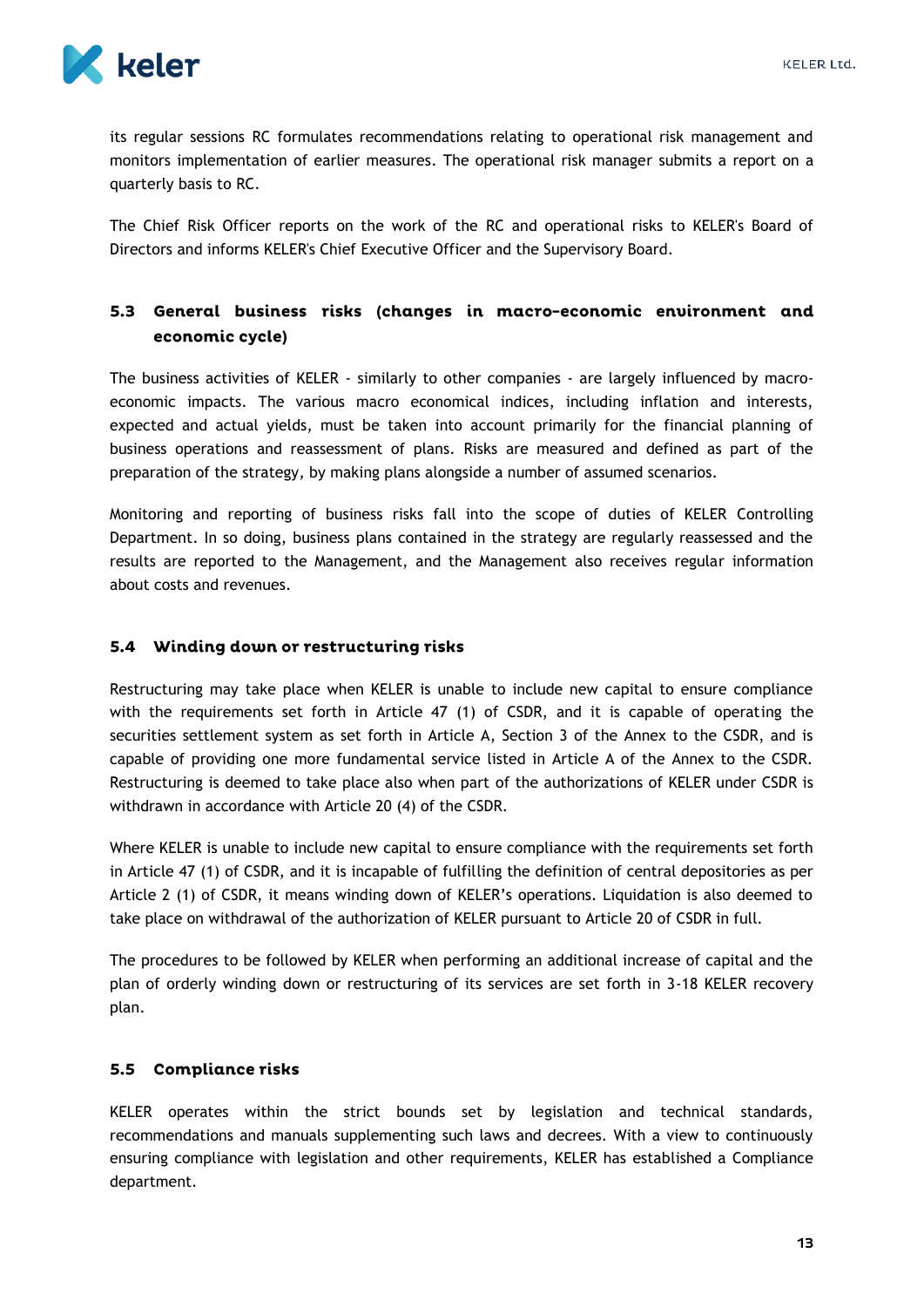its regular sessions RC formulates recommendations relating to operational risk management and monitors implementation of earlier measures. The operational risk manager submits a report on a quarterly basis to RC.

The Chief Risk Officer reports on the work of the RC and operational risks to KELER's Board of Directors and informs KELER's Chief Executive Officer and the Supervisory Board.

### 5.3 General business risks (changes in macro-economic environment and economic cycle)

The business activities of KELER - similarly to other companies - are largely influenced by macro-economic impacts. The various macro economical indices, including inflation and interests, expected and actual yields, must be taken into account primarily for the financial planning of business operations and reassessment of plans. Risks are measured and defined as part of the preparation of the strategy, by making plans alongside a number of assumed scenarios.

Monitoring and reporting of business risks fall into the scope of duties of KELER Controlling Department. In so doing, business plans contained in the strategy are regularly reassessed and the results are reported to the Management, and the Management also receives regular information about costs and revenues.

### 5.4 Winding down or restructuring risks

Restructuring may take place when KELER is unable to include new capital to ensure compliance with the requirements set forth in Article 47 (1) of CSDR, and it is capable of operating the securities settlement system as set forth in Article A, Section 3 of the Annex to the CSDR, and is capable of providing one more fundamental service listed in Article A of the Annex to the CSDR. Restructuring is deemed to take place also when part of the authorizations of KELER under CSDR is withdrawn in accordance with Article 20 (4) of the CSDR.

Where KELER is unable to include new capital to ensure compliance with the requirements set forth in Article 47 (1) of CSDR, and it is incapable of fulfilling the definition of central depositories as per Article 2 (1) of CSDR, it means winding down of KELER's operations. Liquidation is also deemed to take place on withdrawal of the authorization of KELER pursuant to Article 20 of CSDR in full.

The procedures to be followed by KELER when performing an additional increase of capital and the plan of orderly winding down or restructuring of its services are set forth in 3-18 KELER recovery plan.

### 5.5 Compliance risks

KELER operates within the strict bounds set by legislation and technical standards, recommendations and manuals supplementing such laws and decrees. With a view to continuously ensuring compliance with legislation and other requirements, KELER has established a Compliance department.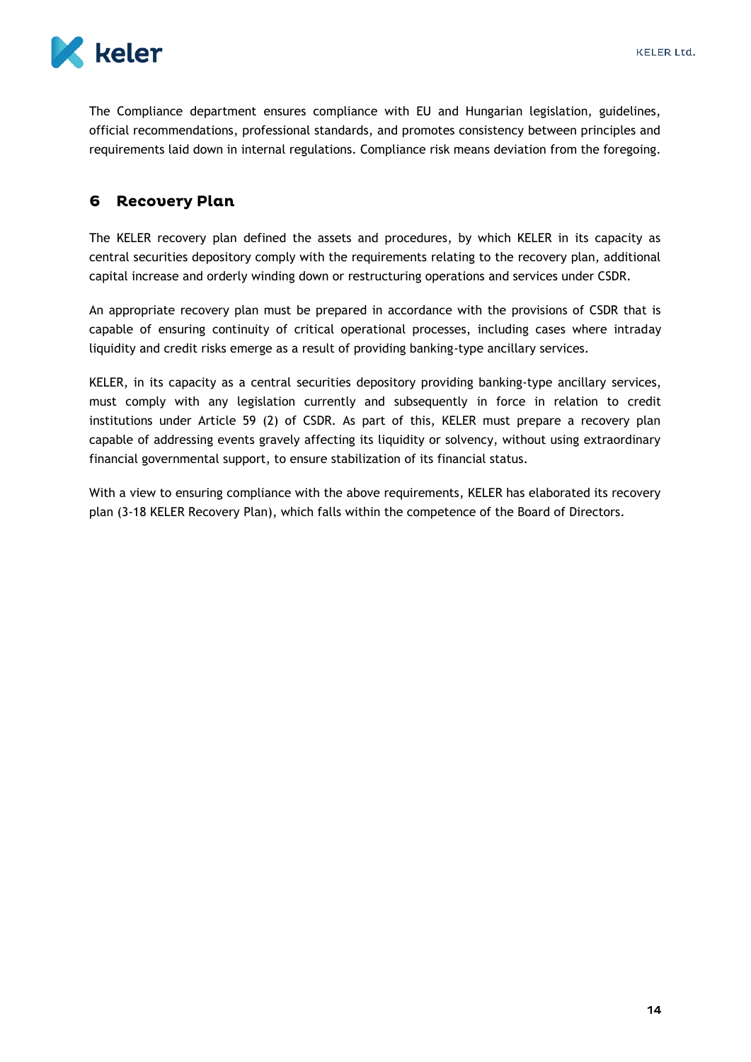The Compliance department ensures compliance with EU and Hungarian legislation, guidelines, official recommendations, professional standards, and promotes consistency between principles and requirements laid down in internal regulations. Compliance risk means deviation from the foregoing.

## 6 Recovery Plan

The KELER recovery plan defined the assets and procedures, by which KELER in its capacity as central securities depository comply with the requirements relating to the recovery plan, additional capital increase and orderly winding down or restructuring operations and services under CSDR.

An appropriate recovery plan must be prepared in accordance with the provisions of CSDR that is capable of ensuring continuity of critical operational processes, including cases where intraday liquidity and credit risks emerge as a result of providing banking-type ancillary services.

KELER, in its capacity as a central securities depository providing banking-type ancillary services, must comply with any legislation currently and subsequently in force in relation to credit institutions under Article 59 (2) of CSDR. As part of this, KELER must prepare a recovery plan capable of addressing events gravely affecting its liquidity or solvency, without using extraordinary financial governmental support, to ensure stabilization of its financial status.

With a view to ensuring compliance with the above requirements, KELER has elaborated its recovery plan (3-18 KELER Recovery Plan), which falls within the competence of the Board of Directors.